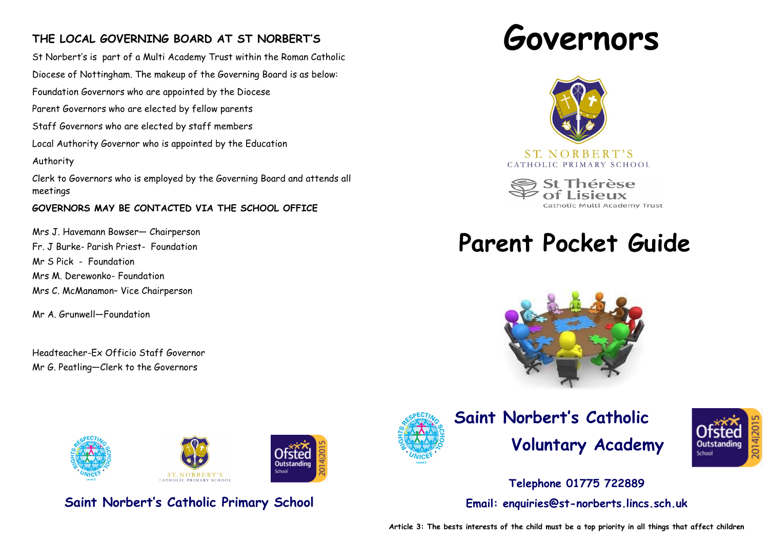## THE LOCAL GOVERNING BOARD AT ST NORBERT'S

St Norbert's is part of a Multi Academy Trust within the Roman Catholic Diocese of Nottingham. The makeup of the Governing Board is as below:

Foundation Governors who are appointed by the Diocese

Parent Governors who are elected by fellow parents

Staff Governors who are elected by staff members

Local Authority Governor who is appointed by the Education Authority

Clerk to Governors who is employed by the Governing Board and attends all meetings

**GOVERNORS MAY BE CONTACTED VIA THE SCHOOL OFFICE**

Mrs J. Havemann Bowser— Chairperson
Fr. J Burke- Parish Priest- Foundation
Mr S Pick - Foundation
Mrs M. Derewonko- Foundation
Mrs C. McManamon– Vice Chairperson

Mr A. Grunwell—Foundation

Headteacher-Ex Officio Staff Governor
Mr G. Peatling—Clerk to the Governors

**Saint Norbert's Catholic Primary School**

# Governors

ST. NORBERT'S
CATHOLIC PRIMARY SCHOOL

St Thérèse of Lisieux
Catholic Multi Academy Trust

# Parent Pocket Guide

## Saint Norbert's Catholic Voluntary Academy

**Telephone 01775 722889**

**Email: enquiries@st-norberts.lincs.sch.uk**

**Article 3: The bests interests of the child must be a top priority in all things that affect children**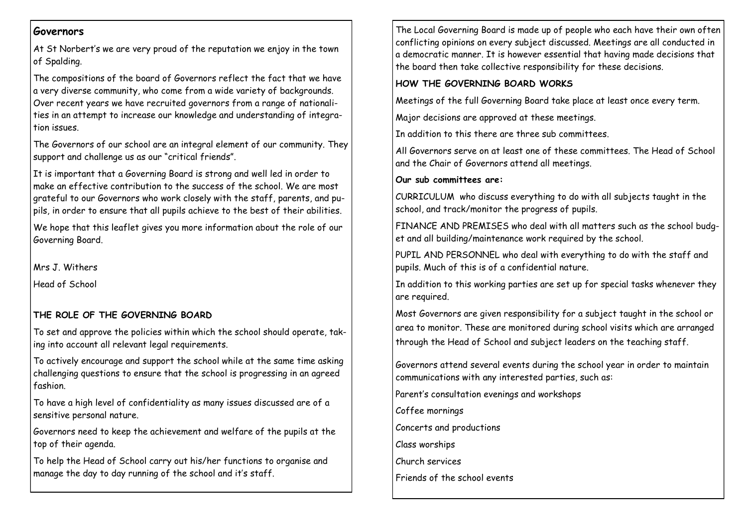## Governors

At St Norbert's we are very proud of the reputation we enjoy in the town of Spalding.

The compositions of the board of Governors reflect the fact that we have a very diverse community, who come from a wide variety of backgrounds. Over recent years we have recruited governors from a range of nationalities in an attempt to increase our knowledge and understanding of integration issues.

The Governors of our school are an integral element of our community. They support and challenge us as our "critical friends".

It is important that a Governing Board is strong and well led in order to make an effective contribution to the success of the school. We are most grateful to our Governors who work closely with the staff, parents, and pupils, in order to ensure that all pupils achieve to the best of their abilities.

We hope that this leaflet gives you more information about the role of our Governing Board.

Mrs J. Withers

Head of School

### THE ROLE OF THE GOVERNING BOARD

To set and approve the policies within which the school should operate, taking into account all relevant legal requirements.

To actively encourage and support the school while at the same time asking challenging questions to ensure that the school is progressing in an agreed fashion.

To have a high level of confidentiality as many issues discussed are of a sensitive personal nature.

Governors need to keep the achievement and welfare of the pupils at the top of their agenda.

To help the Head of School carry out his/her functions to organise and manage the day to day running of the school and it's staff.

The Local Governing Board is made up of people who each have their own often conflicting opinions on every subject discussed. Meetings are all conducted in a democratic manner. It is however essential that having made decisions that the board then take collective responsibility for these decisions.

### HOW THE GOVERNING BOARD WORKS

Meetings of the full Governing Board take place at least once every term.

Major decisions are approved at these meetings.

In addition to this there are three sub committees.

All Governors serve on at least one of these committees. The Head of School and the Chair of Governors attend all meetings.

**Our sub committees are:**

CURRICULUM who discuss everything to do with all subjects taught in the school, and track/monitor the progress of pupils.

FINANCE AND PREMISES who deal with all matters such as the school budget and all building/maintenance work required by the school.

PUPIL AND PERSONNEL who deal with everything to do with the staff and pupils. Much of this is of a confidential nature.

In addition to this working parties are set up for special tasks whenever they are required.

Most Governors are given responsibility for a subject taught in the school or area to monitor. These are monitored during school visits which are arranged through the Head of School and subject leaders on the teaching staff.

Governors attend several events during the school year in order to maintain communications with any interested parties, such as:

Parent's consultation evenings and workshops

Coffee mornings

Concerts and productions

Class worships

Church services

Friends of the school events